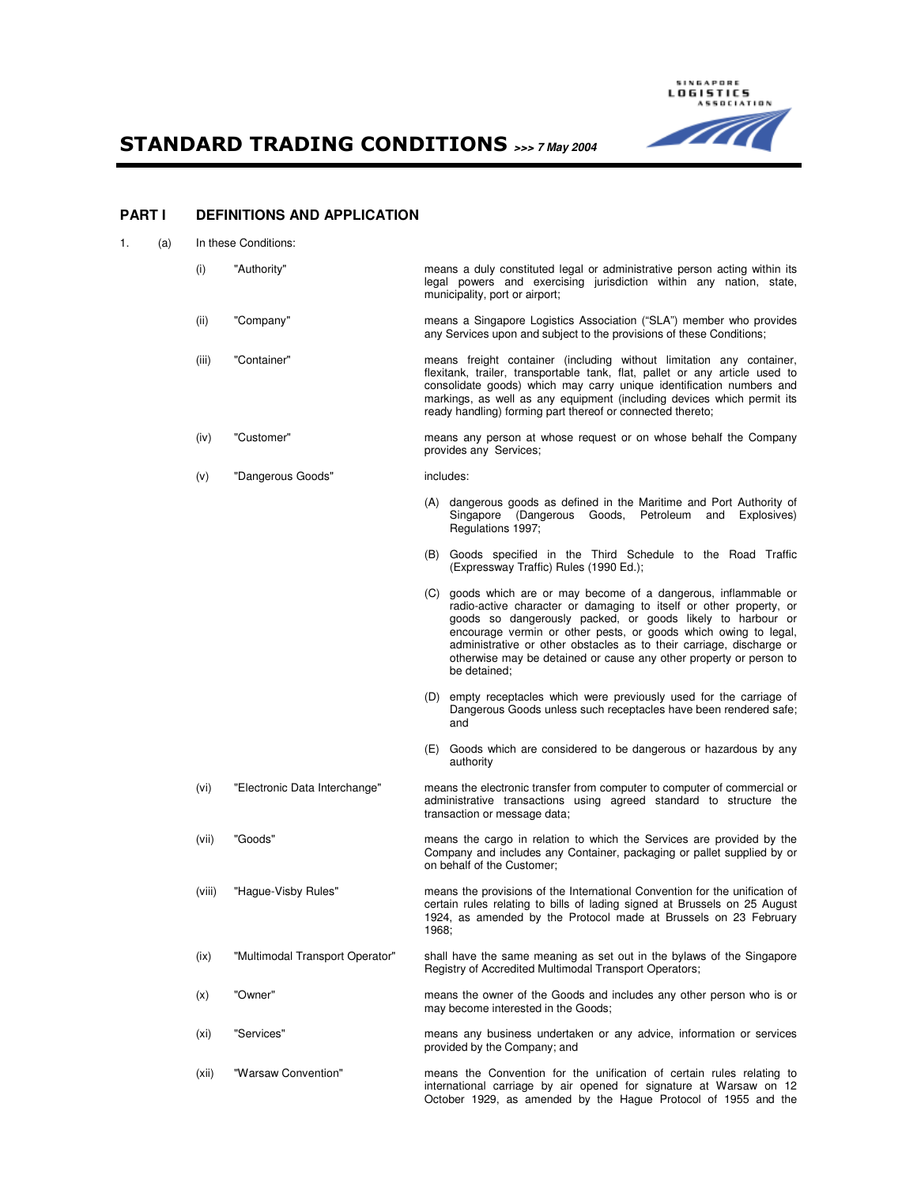# STANDARD TRADING CONDITIONS >>> *7 May 2004*

## PART I DEFINITIONS AND APPLICATION

1. (a) In these Conditions:

(i) "Authority" means a duly constituted legal or administrative person acting within its legal powers and exercising jurisdiction within any nation, state, municipality, port or airport;

(ii) "Company" means a Singapore Logistics Association ("SLA") member who provides any Services upon and subject to the provisions of these Conditions;

(iii) "Container" means freight container (including without limitation any container, flexitank, trailer, transportable tank, flat, pallet or any article used to consolidate goods) which may carry unique identification numbers and markings, as well as any equipment (including devices which permit its ready handling) forming part thereof or connected thereto;

(iv) "Customer" means any person at whose request or on whose behalf the Company provides any Services;

(v) "Dangerous Goods" includes:

(A) dangerous goods as defined in the Maritime and Port Authority of Singapore (Dangerous Goods, Petroleum and Explosives) Regulations 1997;

(B) Goods specified in the Third Schedule to the Road Traffic (Expressway Traffic) Rules (1990 Ed.);

(C) goods which are or may become of a dangerous, inflammable or radio-active character or damaging to itself or other property, or goods so dangerously packed, or goods likely to harbour or encourage vermin or other pests, or goods which owing to legal, administrative or other obstacles as to their carriage, discharge or otherwise may be detained or cause any other property or person to be detained;

(D) empty receptacles which were previously used for the carriage of Dangerous Goods unless such receptacles have been rendered safe; and

(E) Goods which are considered to be dangerous or hazardous by any authority

(vi) "Electronic Data Interchange" means the electronic transfer from computer to computer of commercial or administrative transactions using agreed standard to structure the transaction or message data;

(vii) "Goods" means the cargo in relation to which the Services are provided by the Company and includes any Container, packaging or pallet supplied by or on behalf of the Customer;

(viii) "Hague-Visby Rules" means the provisions of the International Convention for the unification of certain rules relating to bills of lading signed at Brussels on 25 August 1924, as amended by the Protocol made at Brussels on 23 February 1968;

(ix) "Multimodal Transport Operator" shall have the same meaning as set out in the bylaws of the Singapore Registry of Accredited Multimodal Transport Operators;

(x) "Owner" means the owner of the Goods and includes any other person who is or may become interested in the Goods;

(xi) "Services" means any business undertaken or any advice, information or services provided by the Company; and

(xii) "Warsaw Convention" means the Convention for the unification of certain rules relating to international carriage by air opened for signature at Warsaw on 12 October 1929, as amended by the Hague Protocol of 1955 and the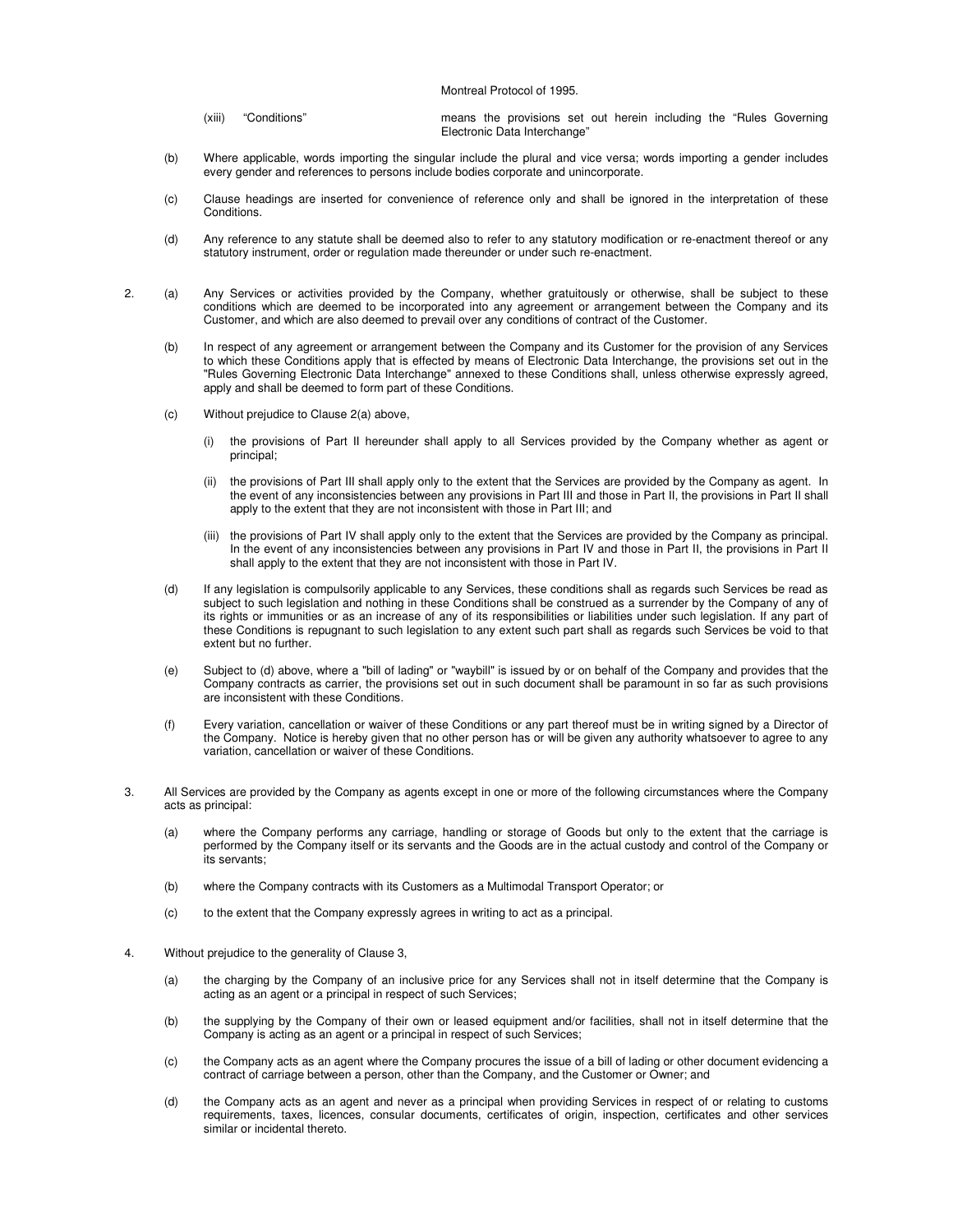Montreal Protocol of 1995.

(xiii) "Conditions" means the provisions set out herein including the "Rules Governing Electronic Data Interchange"

(b) Where applicable, words importing the singular include the plural and vice versa; words importing a gender includes every gender and references to persons include bodies corporate and unincorporate.

(c) Clause headings are inserted for convenience of reference only and shall be ignored in the interpretation of these Conditions.

(d) Any reference to any statute shall be deemed also to refer to any statutory modification or re-enactment thereof or any statutory instrument, order or regulation made thereunder or under such re-enactment.

2. (a) Any Services or activities provided by the Company, whether gratuitously or otherwise, shall be subject to these conditions which are deemed to be incorporated into any agreement or arrangement between the Company and its Customer, and which are also deemed to prevail over any conditions of contract of the Customer.

(b) In respect of any agreement or arrangement between the Company and its Customer for the provision of any Services to which these Conditions apply that is effected by means of Electronic Data Interchange, the provisions set out in the "Rules Governing Electronic Data Interchange" annexed to these Conditions shall, unless otherwise expressly agreed, apply and shall be deemed to form part of these Conditions.

(c) Without prejudice to Clause 2(a) above,

(i) the provisions of Part II hereunder shall apply to all Services provided by the Company whether as agent or principal;

(ii) the provisions of Part III shall apply only to the extent that the Services are provided by the Company as agent. In the event of any inconsistencies between any provisions in Part III and those in Part II, the provisions in Part II shall apply to the extent that they are not inconsistent with those in Part III; and

(iii) the provisions of Part IV shall apply only to the extent that the Services are provided by the Company as principal. In the event of any inconsistencies between any provisions in Part IV and those in Part II, the provisions in Part II shall apply to the extent that they are not inconsistent with those in Part IV.

(d) If any legislation is compulsorily applicable to any Services, these conditions shall as regards such Services be read as subject to such legislation and nothing in these Conditions shall be construed as a surrender by the Company of any of its rights or immunities or as an increase of any of its responsibilities or liabilities under such legislation. If any part of these Conditions is repugnant to such legislation to any extent such part shall as regards such Services be void to that extent but no further.

(e) Subject to (d) above, where a "bill of lading" or "waybill" is issued by or on behalf of the Company and provides that the Company contracts as carrier, the provisions set out in such document shall be paramount in so far as such provisions are inconsistent with these Conditions.

(f) Every variation, cancellation or waiver of these Conditions or any part thereof must be in writing signed by a Director of the Company. Notice is hereby given that no other person has or will be given any authority whatsoever to agree to any variation, cancellation or waiver of these Conditions.

3. All Services are provided by the Company as agents except in one or more of the following circumstances where the Company acts as principal:

(a) where the Company performs any carriage, handling or storage of Goods but only to the extent that the carriage is performed by the Company itself or its servants and the Goods are in the actual custody and control of the Company or its servants;

(b) where the Company contracts with its Customers as a Multimodal Transport Operator; or

(c) to the extent that the Company expressly agrees in writing to act as a principal.

4. Without prejudice to the generality of Clause 3,

(a) the charging by the Company of an inclusive price for any Services shall not in itself determine that the Company is acting as an agent or a principal in respect of such Services;

(b) the supplying by the Company of their own or leased equipment and/or facilities, shall not in itself determine that the Company is acting as an agent or a principal in respect of such Services;

(c) the Company acts as an agent where the Company procures the issue of a bill of lading or other document evidencing a contract of carriage between a person, other than the Company, and the Customer or Owner; and

(d) the Company acts as an agent and never as a principal when providing Services in respect of or relating to customs requirements, taxes, licences, consular documents, certificates of origin, inspection, certificates and other services similar or incidental thereto.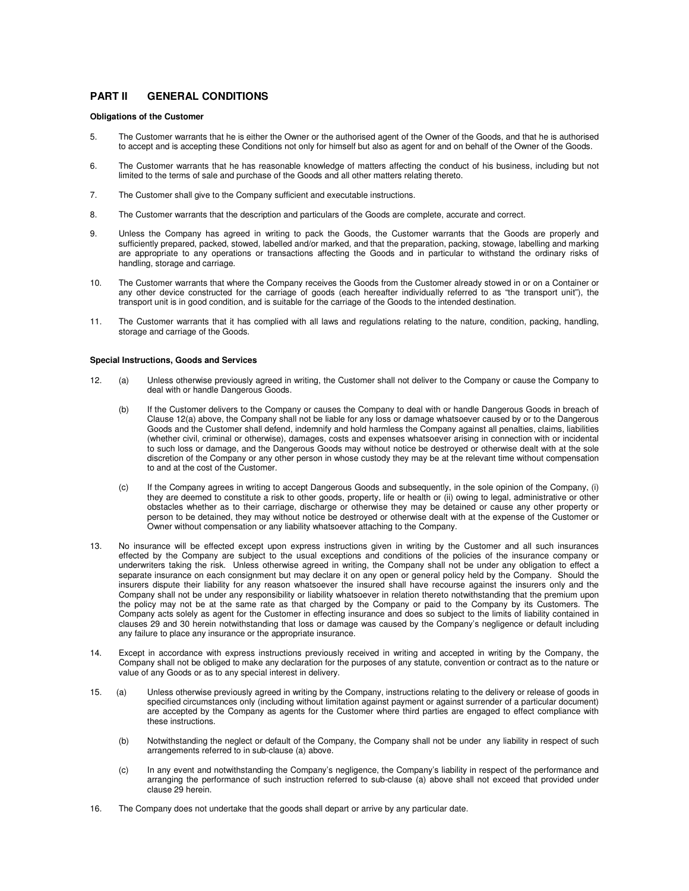## PART II GENERAL CONDITIONS

**Obligations of the Customer**

5. The Customer warrants that he is either the Owner or the authorised agent of the Owner of the Goods, and that he is authorised to accept and is accepting these Conditions not only for himself but also as agent for and on behalf of the Owner of the Goods.

6. The Customer warrants that he has reasonable knowledge of matters affecting the conduct of his business, including but not limited to the terms of sale and purchase of the Goods and all other matters relating thereto.

7. The Customer shall give to the Company sufficient and executable instructions.

8. The Customer warrants that the description and particulars of the Goods are complete, accurate and correct.

9. Unless the Company has agreed in writing to pack the Goods, the Customer warrants that the Goods are properly and sufficiently prepared, packed, stowed, labelled and/or marked, and that the preparation, packing, stowage, labelling and marking are appropriate to any operations or transactions affecting the Goods and in particular to withstand the ordinary risks of handling, storage and carriage.

10. The Customer warrants that where the Company receives the Goods from the Customer already stowed in or on a Container or any other device constructed for the carriage of goods (each hereafter individually referred to as "the transport unit"), the transport unit is in good condition, and is suitable for the carriage of the Goods to the intended destination.

11. The Customer warrants that it has complied with all laws and regulations relating to the nature, condition, packing, handling, storage and carriage of the Goods.

**Special Instructions, Goods and Services**

12. (a) Unless otherwise previously agreed in writing, the Customer shall not deliver to the Company or cause the Company to deal with or handle Dangerous Goods.

    (b) If the Customer delivers to the Company or causes the Company to deal with or handle Dangerous Goods in breach of Clause 12(a) above, the Company shall not be liable for any loss or damage whatsoever caused by or to the Dangerous Goods and the Customer shall defend, indemnify and hold harmless the Company against all penalties, claims, liabilities (whether civil, criminal or otherwise), damages, costs and expenses whatsoever arising in connection with or incidental to such loss or damage, and the Dangerous Goods may without notice be destroyed or otherwise dealt with at the sole discretion of the Company or any other person in whose custody they may be at the relevant time without compensation to and at the cost of the Customer.

    (c) If the Company agrees in writing to accept Dangerous Goods and subsequently, in the sole opinion of the Company, (i) they are deemed to constitute a risk to other goods, property, life or health or (ii) owing to legal, administrative or other obstacles whether as to their carriage, discharge or otherwise they may be detained or cause any other property or person to be detained, they may without notice be destroyed or otherwise dealt with at the expense of the Customer or Owner without compensation or any liability whatsoever attaching to the Company.

13. No insurance will be effected except upon express instructions given in writing by the Customer and all such insurances effected by the Company are subject to the usual exceptions and conditions of the policies of the insurance company or underwriters taking the risk. Unless otherwise agreed in writing, the Company shall not be under any obligation to effect a separate insurance on each consignment but may declare it on any open or general policy held by the Company. Should the insurers dispute their liability for any reason whatsoever the insured shall have recourse against the insurers only and the Company shall not be under any responsibility or liability whatsoever in relation thereto notwithstanding that the premium upon the policy may not be at the same rate as that charged by the Company or paid to the Company by its Customers. The Company acts solely as agent for the Customer in effecting insurance and does so subject to the limits of liability contained in clauses 29 and 30 herein notwithstanding that loss or damage was caused by the Company's negligence or default including any failure to place any insurance or the appropriate insurance.

14. Except in accordance with express instructions previously received in writing and accepted in writing by the Company, the Company shall not be obliged to make any declaration for the purposes of any statute, convention or contract as to the nature or value of any Goods or as to any special interest in delivery.

15. (a) Unless otherwise previously agreed in writing by the Company, instructions relating to the delivery or release of goods in specified circumstances only (including without limitation against payment or against surrender of a particular document) are accepted by the Company as agents for the Customer where third parties are engaged to effect compliance with these instructions.

    (b) Notwithstanding the neglect or default of the Company, the Company shall not be under any liability in respect of such arrangements referred to in sub-clause (a) above.

    (c) In any event and notwithstanding the Company's negligence, the Company's liability in respect of the performance and arranging the performance of such instruction referred to sub-clause (a) above shall not exceed that provided under clause 29 herein.

16. The Company does not undertake that the goods shall depart or arrive by any particular date.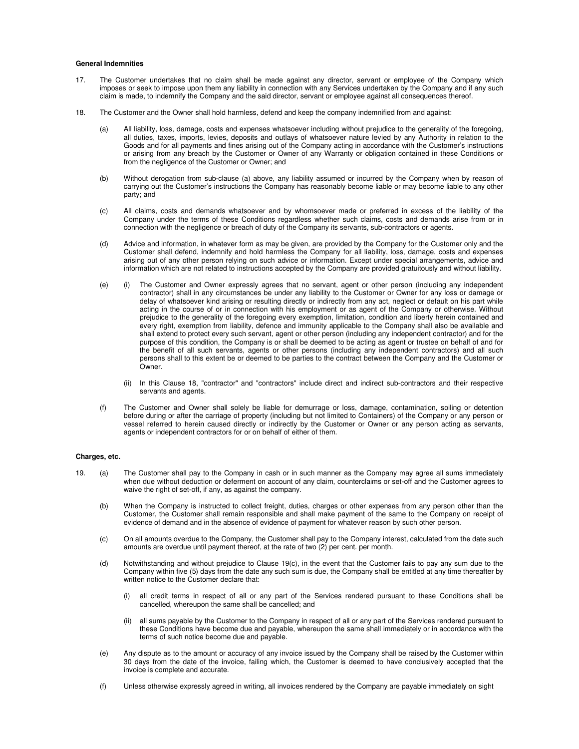**General Indemnities**

17. The Customer undertakes that no claim shall be made against any director, servant or employee of the Company which imposes or seek to impose upon them any liability in connection with any Services undertaken by the Company and if any such claim is made, to indemnify the Company and the said director, servant or employee against all consequences thereof.

18. The Customer and the Owner shall hold harmless, defend and keep the company indemnified from and against:

    (a) All liability, loss, damage, costs and expenses whatsoever including without prejudice to the generality of the foregoing, all duties, taxes, imports, levies, deposits and outlays of whatsoever nature levied by any Authority in relation to the Goods and for all payments and fines arising out of the Company acting in accordance with the Customer's instructions or arising from any breach by the Customer or Owner of any Warranty or obligation contained in these Conditions or from the negligence of the Customer or Owner; and

    (b) Without derogation from sub-clause (a) above, any liability assumed or incurred by the Company when by reason of carrying out the Customer's instructions the Company has reasonably become liable or may become liable to any other party; and

    (c) All claims, costs and demands whatsoever and by whomsoever made or preferred in excess of the liability of the Company under the terms of these Conditions regardless whether such claims, costs and demands arise from or in connection with the negligence or breach of duty of the Company its servants, sub-contractors or agents.

    (d) Advice and information, in whatever form as may be given, are provided by the Company for the Customer only and the Customer shall defend, indemnify and hold harmless the Company for all liability, loss, damage, costs and expenses arising out of any other person relying on such advice or information. Except under special arrangements, advice and information which are not related to instructions accepted by the Company are provided gratuitously and without liability.

    (e) (i) The Customer and Owner expressly agrees that no servant, agent or other person (including any independent contractor) shall in any circumstances be under any liability to the Customer or Owner for any loss or damage or delay of whatsoever kind arising or resulting directly or indirectly from any act, neglect or default on his part while acting in the course of or in connection with his employment or as agent of the Company or otherwise. Without prejudice to the generality of the foregoing every exemption, limitation, condition and liberty herein contained and every right, exemption from liability, defence and immunity applicable to the Company shall also be available and shall extend to protect every such servant, agent or other person (including any independent contractor) and for the purpose of this condition, the Company is or shall be deemed to be acting as agent or trustee on behalf of and for the benefit of all such servants, agents or other persons (including any independent contractors) and all such persons shall to this extent be or deemed to be parties to the contract between the Company and the Customer or Owner.

    (ii) In this Clause 18, "contractor" and "contractors" include direct and indirect sub-contractors and their respective servants and agents.

    (f) The Customer and Owner shall solely be liable for demurrage or loss, damage, contamination, soiling or detention before during or after the carriage of property (including but not limited to Containers) of the Company or any person or vessel referred to herein caused directly or indirectly by the Customer or Owner or any person acting as servants, agents or independent contractors for or on behalf of either of them.

**Charges, etc.**

19. (a) The Customer shall pay to the Company in cash or in such manner as the Company may agree all sums immediately when due without deduction or deferment on account of any claim, counterclaims or set-off and the Customer agrees to waive the right of set-off, if any, as against the company.

    (b) When the Company is instructed to collect freight, duties, charges or other expenses from any person other than the Customer, the Customer shall remain responsible and shall make payment of the same to the Company on receipt of evidence of demand and in the absence of evidence of payment for whatever reason by such other person.

    (c) On all amounts overdue to the Company, the Customer shall pay to the Company interest, calculated from the date such amounts are overdue until payment thereof, at the rate of two (2) per cent. per month.

    (d) Notwithstanding and without prejudice to Clause 19(c), in the event that the Customer fails to pay any sum due to the Company within five (5) days from the date any such sum is due, the Company shall be entitled at any time thereafter by written notice to the Customer declare that:

        (i) all credit terms in respect of all or any part of the Services rendered pursuant to these Conditions shall be cancelled, whereupon the same shall be cancelled; and

        (ii) all sums payable by the Customer to the Company in respect of all or any part of the Services rendered pursuant to these Conditions have become due and payable, whereupon the same shall immediately or in accordance with the terms of such notice become due and payable.

    (e) Any dispute as to the amount or accuracy of any invoice issued by the Company shall be raised by the Customer within 30 days from the date of the invoice, failing which, the Customer is deemed to have conclusively accepted that the invoice is complete and accurate.

    (f) Unless otherwise expressly agreed in writing, all invoices rendered by the Company are payable immediately on sight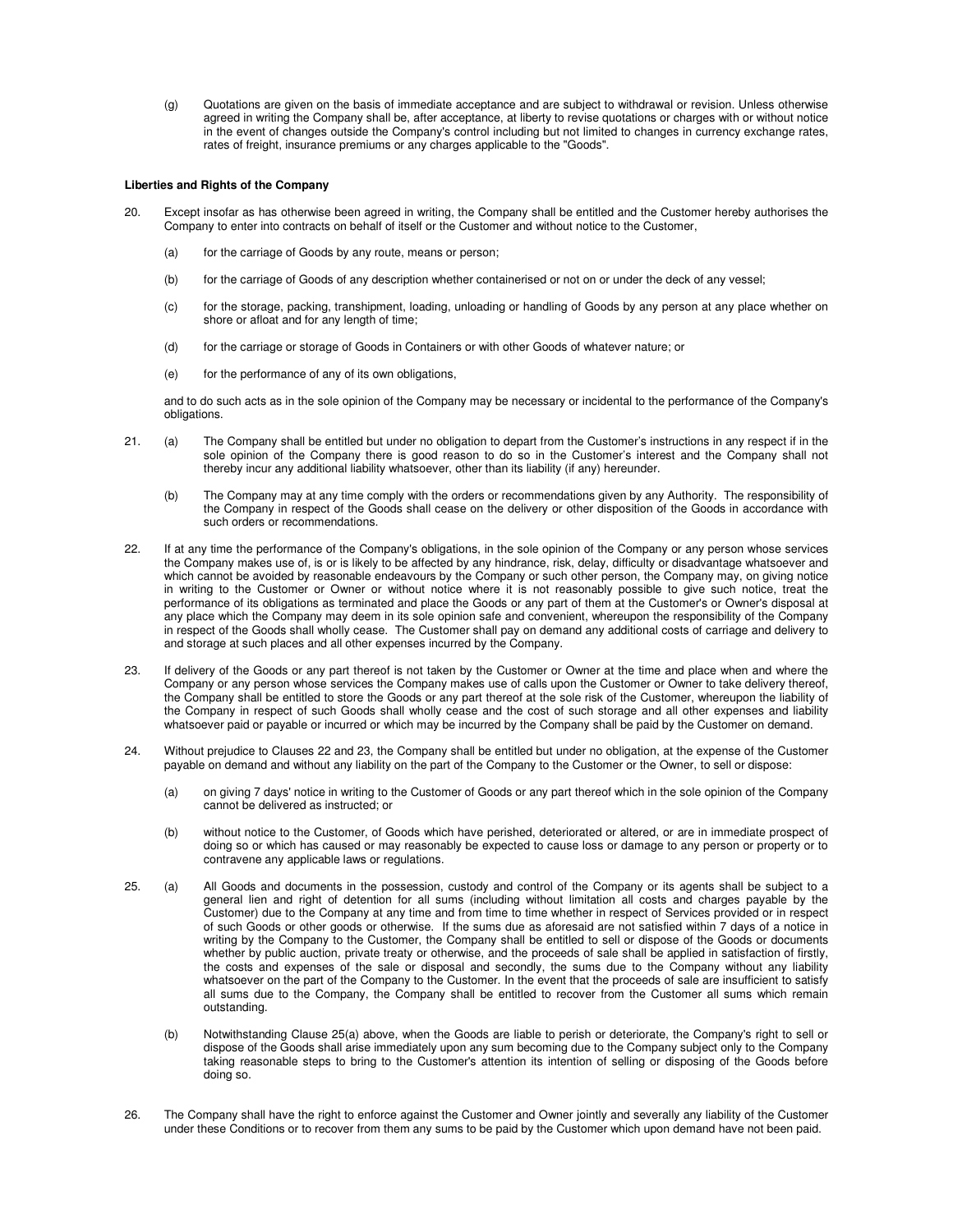(g) Quotations are given on the basis of immediate acceptance and are subject to withdrawal or revision. Unless otherwise agreed in writing the Company shall be, after acceptance, at liberty to revise quotations or charges with or without notice in the event of changes outside the Company's control including but not limited to changes in currency exchange rates, rates of freight, insurance premiums or any charges applicable to the "Goods".

**Liberties and Rights of the Company**

20. Except insofar as has otherwise been agreed in writing, the Company shall be entitled and the Customer hereby authorises the Company to enter into contracts on behalf of itself or the Customer and without notice to the Customer,

 (a) for the carriage of Goods by any route, means or person;

 (b) for the carriage of Goods of any description whether containerised or not on or under the deck of any vessel;

 (c) for the storage, packing, transhipment, loading, unloading or handling of Goods by any person at any place whether on shore or afloat and for any length of time;

 (d) for the carriage or storage of Goods in Containers or with other Goods of whatever nature; or

 (e) for the performance of any of its own obligations,

 and to do such acts as in the sole opinion of the Company may be necessary or incidental to the performance of the Company's obligations.

21. (a) The Company shall be entitled but under no obligation to depart from the Customer's instructions in any respect if in the sole opinion of the Company there is good reason to do so in the Customer's interest and the Company shall not thereby incur any additional liability whatsoever, other than its liability (if any) hereunder.

 (b) The Company may at any time comply with the orders or recommendations given by any Authority. The responsibility of the Company in respect of the Goods shall cease on the delivery or other disposition of the Goods in accordance with such orders or recommendations.

22. If at any time the performance of the Company's obligations, in the sole opinion of the Company or any person whose services the Company makes use of, is or is likely to be affected by any hindrance, risk, delay, difficulty or disadvantage whatsoever and which cannot be avoided by reasonable endeavours by the Company or such other person, the Company may, on giving notice in writing to the Customer or Owner or without notice where it is not reasonably possible to give such notice, treat the performance of its obligations as terminated and place the Goods or any part of them at the Customer's or Owner's disposal at any place which the Company may deem in its sole opinion safe and convenient, whereupon the responsibility of the Company in respect of the Goods shall wholly cease. The Customer shall pay on demand any additional costs of carriage and delivery to and storage at such places and all other expenses incurred by the Company.

23. If delivery of the Goods or any part thereof is not taken by the Customer or Owner at the time and place when and where the Company or any person whose services the Company makes use of calls upon the Customer or Owner to take delivery thereof, the Company shall be entitled to store the Goods or any part thereof at the sole risk of the Customer, whereupon the liability of the Company in respect of such Goods shall wholly cease and the cost of such storage and all other expenses and liability whatsoever paid or payable or incurred or which may be incurred by the Company shall be paid by the Customer on demand.

24. Without prejudice to Clauses 22 and 23, the Company shall be entitled but under no obligation, at the expense of the Customer payable on demand and without any liability on the part of the Company to the Customer or the Owner, to sell or dispose:

 (a) on giving 7 days' notice in writing to the Customer of Goods or any part thereof which in the sole opinion of the Company cannot be delivered as instructed; or

 (b) without notice to the Customer, of Goods which have perished, deteriorated or altered, or are in immediate prospect of doing so or which has caused or may reasonably be expected to cause loss or damage to any person or property or to contravene any applicable laws or regulations.

25. (a) All Goods and documents in the possession, custody and control of the Company or its agents shall be subject to a general lien and right of detention for all sums (including without limitation all costs and charges payable by the Customer) due to the Company at any time and from time to time whether in respect of Services provided or in respect of such Goods or other goods or otherwise. If the sums due as aforesaid are not satisfied within 7 days of a notice in writing by the Company to the Customer, the Company shall be entitled to sell or dispose of the Goods or documents whether by public auction, private treaty or otherwise, and the proceeds of sale shall be applied in satisfaction of firstly, the costs and expenses of the sale or disposal and secondly, the sums due to the Company without any liability whatsoever on the part of the Company to the Customer. In the event that the proceeds of sale are insufficient to satisfy all sums due to the Company, the Company shall be entitled to recover from the Customer all sums which remain outstanding.

 (b) Notwithstanding Clause 25(a) above, when the Goods are liable to perish or deteriorate, the Company's right to sell or dispose of the Goods shall arise immediately upon any sum becoming due to the Company subject only to the Company taking reasonable steps to bring to the Customer's attention its intention of selling or disposing of the Goods before doing so.

26. The Company shall have the right to enforce against the Customer and Owner jointly and severally any liability of the Customer under these Conditions or to recover from them any sums to be paid by the Customer which upon demand have not been paid.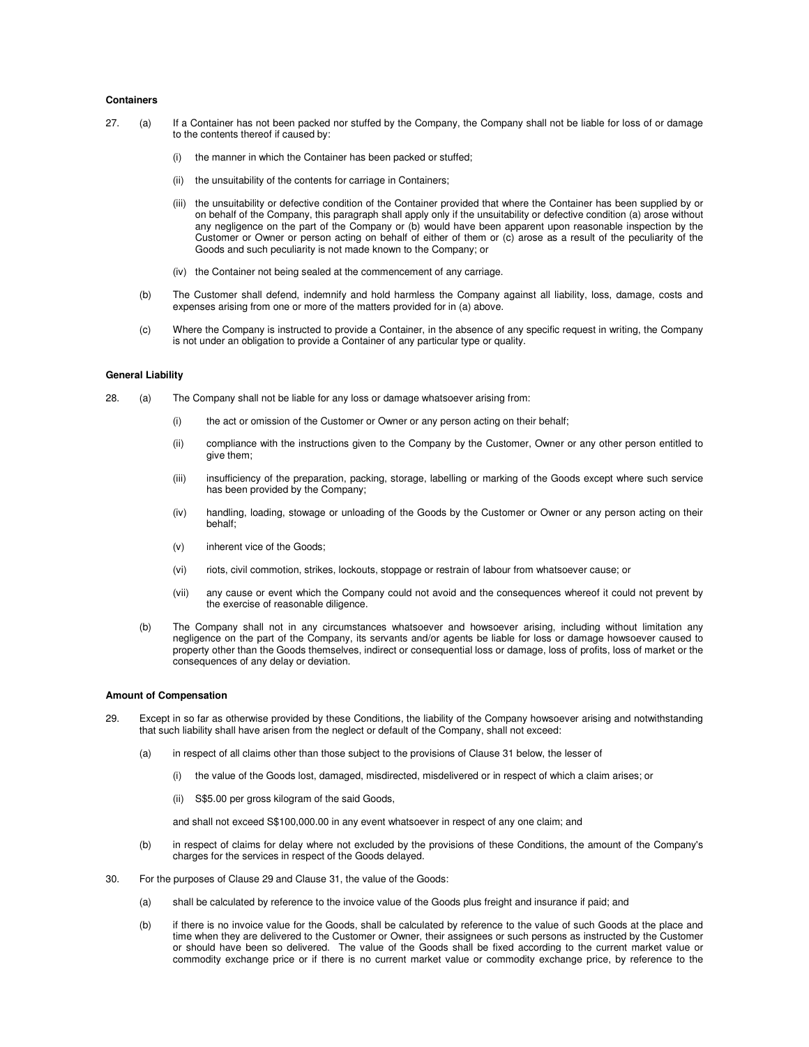**Containers**

27. (a) If a Container has not been packed nor stuffed by the Company, the Company shall not be liable for loss of or damage to the contents thereof if caused by:

    (i) the manner in which the Container has been packed or stuffed;

    (ii) the unsuitability of the contents for carriage in Containers;

    (iii) the unsuitability or defective condition of the Container provided that where the Container has been supplied by or on behalf of the Company, this paragraph shall apply only if the unsuitability or defective condition (a) arose without any negligence on the part of the Company or (b) would have been apparent upon reasonable inspection by the Customer or Owner or person acting on behalf of either of them or (c) arose as a result of the peculiarity of the Goods and such peculiarity is not made known to the Company; or

    (iv) the Container not being sealed at the commencement of any carriage.

    (b) The Customer shall defend, indemnify and hold harmless the Company against all liability, loss, damage, costs and expenses arising from one or more of the matters provided for in (a) above.

    (c) Where the Company is instructed to provide a Container, in the absence of any specific request in writing, the Company is not under an obligation to provide a Container of any particular type or quality.

**General Liability**

28. (a) The Company shall not be liable for any loss or damage whatsoever arising from:

    (i) the act or omission of the Customer or Owner or any person acting on their behalf;

    (ii) compliance with the instructions given to the Company by the Customer, Owner or any other person entitled to give them;

    (iii) insufficiency of the preparation, packing, storage, labelling or marking of the Goods except where such service has been provided by the Company;

    (iv) handling, loading, stowage or unloading of the Goods by the Customer or Owner or any person acting on their behalf;

    (v) inherent vice of the Goods;

    (vi) riots, civil commotion, strikes, lockouts, stoppage or restrain of labour from whatsoever cause; or

    (vii) any cause or event which the Company could not avoid and the consequences whereof it could not prevent by the exercise of reasonable diligence.

    (b) The Company shall not in any circumstances whatsoever and howsoever arising, including without limitation any negligence on the part of the Company, its servants and/or agents be liable for loss or damage howsoever caused to property other than the Goods themselves, indirect or consequential loss or damage, loss of profits, loss of market or the consequences of any delay or deviation.

**Amount of Compensation**

29. Except in so far as otherwise provided by these Conditions, the liability of the Company howsoever arising and notwithstanding that such liability shall have arisen from the neglect or default of the Company, shall not exceed:

    (a) in respect of all claims other than those subject to the provisions of Clause 31 below, the lesser of

    (i) the value of the Goods lost, damaged, misdirected, misdelivered or in respect of which a claim arises; or

    (ii) S$5.00 per gross kilogram of the said Goods,

    and shall not exceed S$100,000.00 in any event whatsoever in respect of any one claim; and

    (b) in respect of claims for delay where not excluded by the provisions of these Conditions, the amount of the Company's charges for the services in respect of the Goods delayed.

30. For the purposes of Clause 29 and Clause 31, the value of the Goods:

    (a) shall be calculated by reference to the invoice value of the Goods plus freight and insurance if paid; and

    (b) if there is no invoice value for the Goods, shall be calculated by reference to the value of such Goods at the place and time when they are delivered to the Customer or Owner, their assignees or such persons as instructed by the Customer or should have been so delivered. The value of the Goods shall be fixed according to the current market value or commodity exchange price or if there is no current market value or commodity exchange price, by reference to the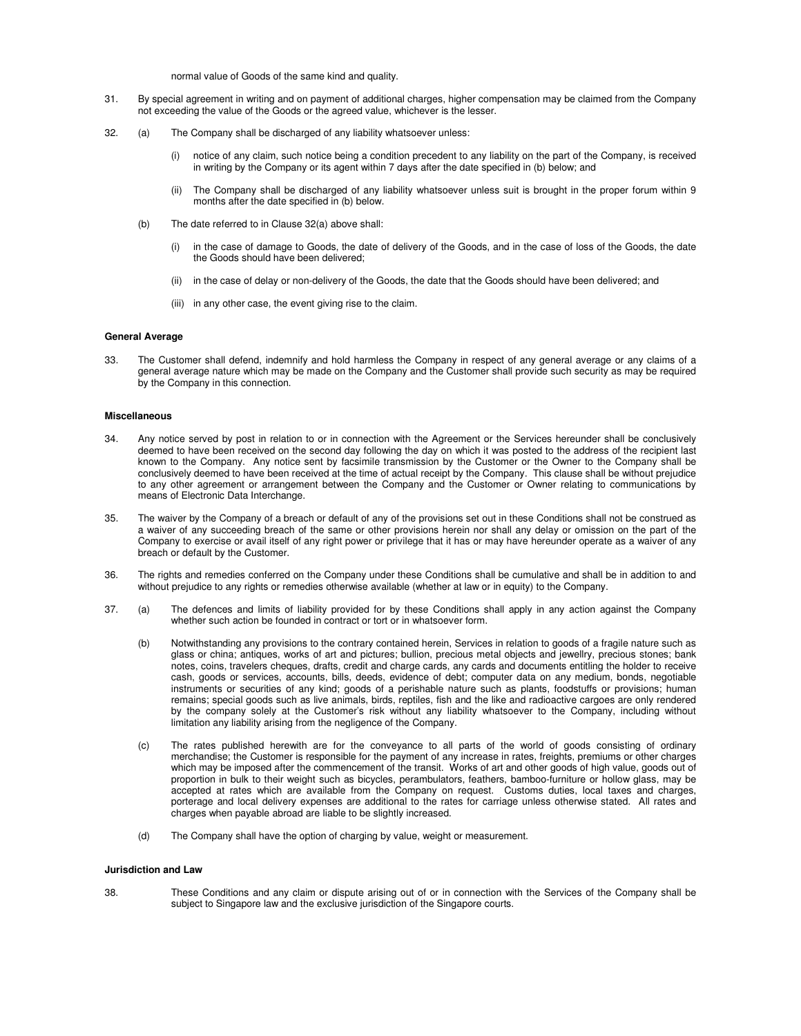normal value of Goods of the same kind and quality.

31. By special agreement in writing and on payment of additional charges, higher compensation may be claimed from the Company not exceeding the value of the Goods or the agreed value, whichever is the lesser.

32. (a) The Company shall be discharged of any liability whatsoever unless:

    (i) notice of any claim, such notice being a condition precedent to any liability on the part of the Company, is received in writing by the Company or its agent within 7 days after the date specified in (b) below; and

    (ii) The Company shall be discharged of any liability whatsoever unless suit is brought in the proper forum within 9 months after the date specified in (b) below.

    (b) The date referred to in Clause 32(a) above shall:

    (i) in the case of damage to Goods, the date of delivery of the Goods, and in the case of loss of the Goods, the date the Goods should have been delivered;

    (ii) in the case of delay or non-delivery of the Goods, the date that the Goods should have been delivered; and

    (iii) in any other case, the event giving rise to the claim.

**General Average**

33. The Customer shall defend, indemnify and hold harmless the Company in respect of any general average or any claims of a general average nature which may be made on the Company and the Customer shall provide such security as may be required by the Company in this connection.

**Miscellaneous**

34. Any notice served by post in relation to or in connection with the Agreement or the Services hereunder shall be conclusively deemed to have been received on the second day following the day on which it was posted to the address of the recipient last known to the Company. Any notice sent by facsimile transmission by the Customer or the Owner to the Company shall be conclusively deemed to have been received at the time of actual receipt by the Company. This clause shall be without prejudice to any other agreement or arrangement between the Company and the Customer or Owner relating to communications by means of Electronic Data Interchange.

35. The waiver by the Company of a breach or default of any of the provisions set out in these Conditions shall not be construed as a waiver of any succeeding breach of the same or other provisions herein nor shall any delay or omission on the part of the Company to exercise or avail itself of any right power or privilege that it has or may have hereunder operate as a waiver of any breach or default by the Customer.

36. The rights and remedies conferred on the Company under these Conditions shall be cumulative and shall be in addition to and without prejudice to any rights or remedies otherwise available (whether at law or in equity) to the Company.

37. (a) The defences and limits of liability provided for by these Conditions shall apply in any action against the Company whether such action be founded in contract or tort or in whatsoever form.

    (b) Notwithstanding any provisions to the contrary contained herein, Services in relation to goods of a fragile nature such as glass or china; antiques, works of art and pictures; bullion, precious metal objects and jewellry, precious stones; bank notes, coins, travelers cheques, drafts, credit and charge cards, any cards and documents entitling the holder to receive cash, goods or services, accounts, bills, deeds, evidence of debt; computer data on any medium, bonds, negotiable instruments or securities of any kind; goods of a perishable nature such as plants, foodstuffs or provisions; human remains; special goods such as live animals, birds, reptiles, fish and the like and radioactive cargoes are only rendered by the company solely at the Customer's risk without any liability whatsoever to the Company, including without limitation any liability arising from the negligence of the Company.

    (c) The rates published herewith are for the conveyance to all parts of the world of goods consisting of ordinary merchandise; the Customer is responsible for the payment of any increase in rates, freights, premiums or other charges which may be imposed after the commencement of the transit. Works of art and other goods of high value, goods out of proportion in bulk to their weight such as bicycles, perambulators, feathers, bamboo-furniture or hollow glass, may be accepted at rates which are available from the Company on request. Customs duties, local taxes and charges, porterage and local delivery expenses are additional to the rates for carriage unless otherwise stated. All rates and charges when payable abroad are liable to be slightly increased.

    (d) The Company shall have the option of charging by value, weight or measurement.

**Jurisdiction and Law**

38. These Conditions and any claim or dispute arising out of or in connection with the Services of the Company shall be subject to Singapore law and the exclusive jurisdiction of the Singapore courts.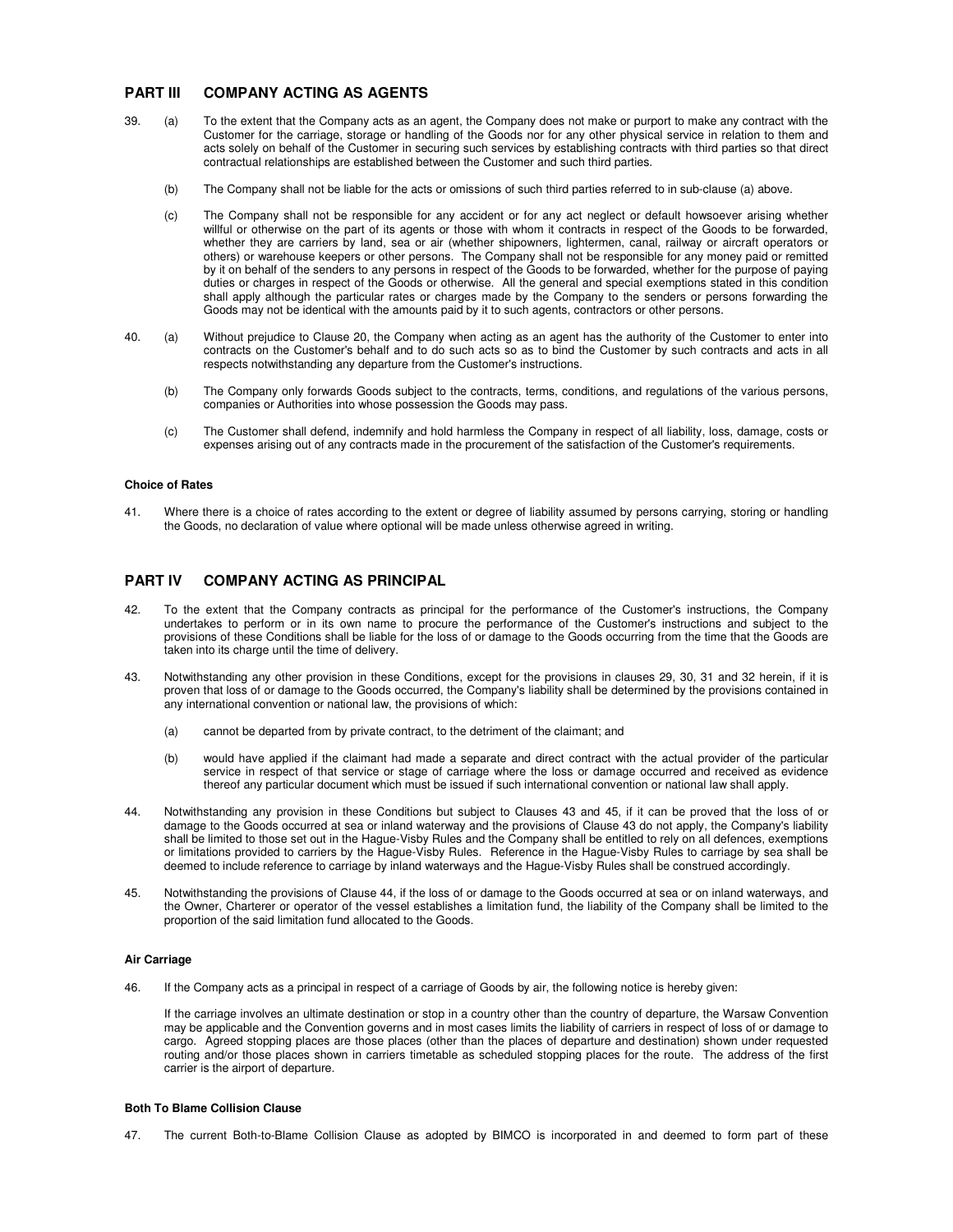## PART III COMPANY ACTING AS AGENTS

39. (a) To the extent that the Company acts as an agent, the Company does not make or purport to make any contract with the Customer for the carriage, storage or handling of the Goods nor for any other physical service in relation to them and acts solely on behalf of the Customer in securing such services by establishing contracts with third parties so that direct contractual relationships are established between the Customer and such third parties.

    (b) The Company shall not be liable for the acts or omissions of such third parties referred to in sub-clause (a) above.

    (c) The Company shall not be responsible for any accident or for any act neglect or default howsoever arising whether willful or otherwise on the part of its agents or those with whom it contracts in respect of the Goods to be forwarded, whether they are carriers by land, sea or air (whether shipowners, lightermen, canal, railway or aircraft operators or others) or warehouse keepers or other persons. The Company shall not be responsible for any money paid or remitted by it on behalf of the senders to any persons in respect of the Goods to be forwarded, whether for the purpose of paying duties or charges in respect of the Goods or otherwise. All the general and special exemptions stated in this condition shall apply although the particular rates or charges made by the Company to the senders or persons forwarding the Goods may not be identical with the amounts paid by it to such agents, contractors or other persons.

40. (a) Without prejudice to Clause 20, the Company when acting as an agent has the authority of the Customer to enter into contracts on the Customer's behalf and to do such acts so as to bind the Customer by such contracts and acts in all respects notwithstanding any departure from the Customer's instructions.

    (b) The Company only forwards Goods subject to the contracts, terms, conditions, and regulations of the various persons, companies or Authorities into whose possession the Goods may pass.

    (c) The Customer shall defend, indemnify and hold harmless the Company in respect of all liability, loss, damage, costs or expenses arising out of any contracts made in the procurement of the satisfaction of the Customer's requirements.

**Choice of Rates**

41. Where there is a choice of rates according to the extent or degree of liability assumed by persons carrying, storing or handling the Goods, no declaration of value where optional will be made unless otherwise agreed in writing.

## PART IV COMPANY ACTING AS PRINCIPAL

42. To the extent that the Company contracts as principal for the performance of the Customer's instructions, the Company undertakes to perform or in its own name to procure the performance of the Customer's instructions and subject to the provisions of these Conditions shall be liable for the loss of or damage to the Goods occurring from the time that the Goods are taken into its charge until the time of delivery.

43. Notwithstanding any other provision in these Conditions, except for the provisions in clauses 29, 30, 31 and 32 herein, if it is proven that loss of or damage to the Goods occurred, the Company's liability shall be determined by the provisions contained in any international convention or national law, the provisions of which:

    (a) cannot be departed from by private contract, to the detriment of the claimant; and

    (b) would have applied if the claimant had made a separate and direct contract with the actual provider of the particular service in respect of that service or stage of carriage where the loss or damage occurred and received as evidence thereof any particular document which must be issued if such international convention or national law shall apply.

44. Notwithstanding any provision in these Conditions but subject to Clauses 43 and 45, if it can be proved that the loss of or damage to the Goods occurred at sea or inland waterway and the provisions of Clause 43 do not apply, the Company's liability shall be limited to those set out in the Hague-Visby Rules and the Company shall be entitled to rely on all defences, exemptions or limitations provided to carriers by the Hague-Visby Rules. Reference in the Hague-Visby Rules to carriage by sea shall be deemed to include reference to carriage by inland waterways and the Hague-Visby Rules shall be construed accordingly.

45. Notwithstanding the provisions of Clause 44, if the loss of or damage to the Goods occurred at sea or on inland waterways, and the Owner, Charterer or operator of the vessel establishes a limitation fund, the liability of the Company shall be limited to the proportion of the said limitation fund allocated to the Goods.

**Air Carriage**

46. If the Company acts as a principal in respect of a carriage of Goods by air, the following notice is hereby given:

    If the carriage involves an ultimate destination or stop in a country other than the country of departure, the Warsaw Convention may be applicable and the Convention governs and in most cases limits the liability of carriers in respect of loss of or damage to cargo. Agreed stopping places are those places (other than the places of departure and destination) shown under requested routing and/or those places shown in carriers timetable as scheduled stopping places for the route. The address of the first carrier is the airport of departure.

**Both To Blame Collision Clause**

47. The current Both-to-Blame Collision Clause as adopted by BIMCO is incorporated in and deemed to form part of these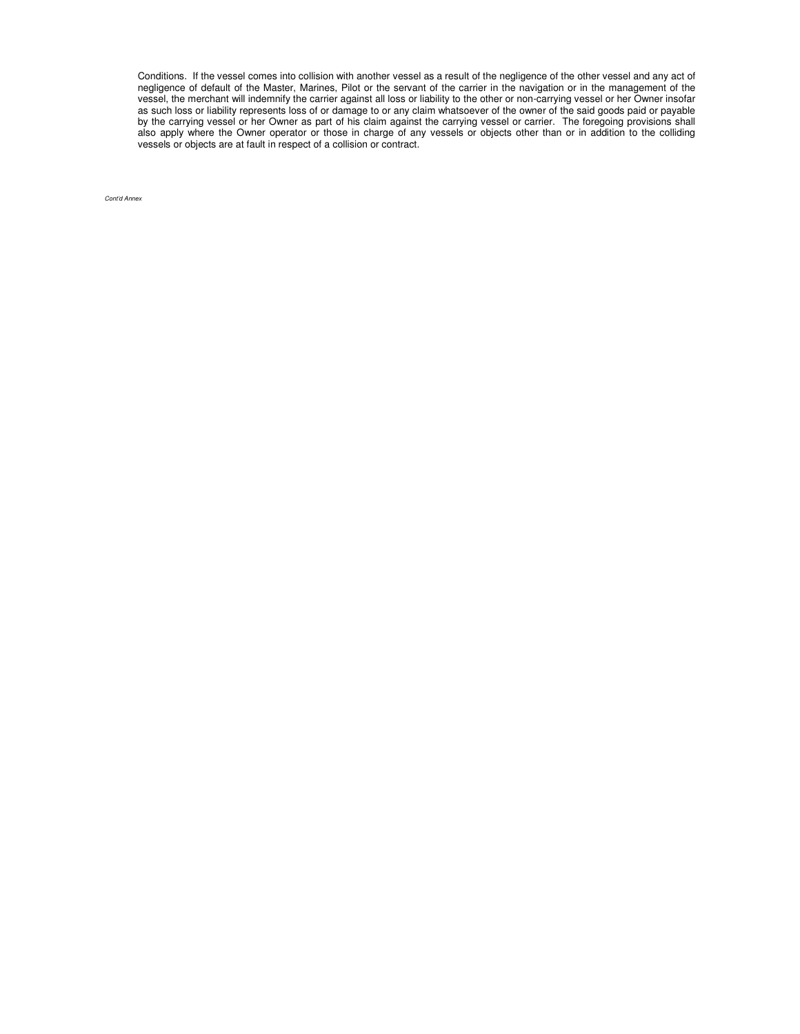Conditions. If the vessel comes into collision with another vessel as a result of the negligence of the other vessel and any act of negligence of default of the Master, Marines, Pilot or the servant of the carrier in the navigation or in the management of the vessel, the merchant will indemnify the carrier against all loss or liability to the other or non-carrying vessel or her Owner insofar as such loss or liability represents loss of or damage to or any claim whatsoever of the owner of the said goods paid or payable by the carrying vessel or her Owner as part of his claim against the carrying vessel or carrier. The foregoing provisions shall also apply where the Owner operator or those in charge of any vessels or objects other than or in addition to the colliding vessels or objects are at fault in respect of a collision or contract.

*Cont'd Annex*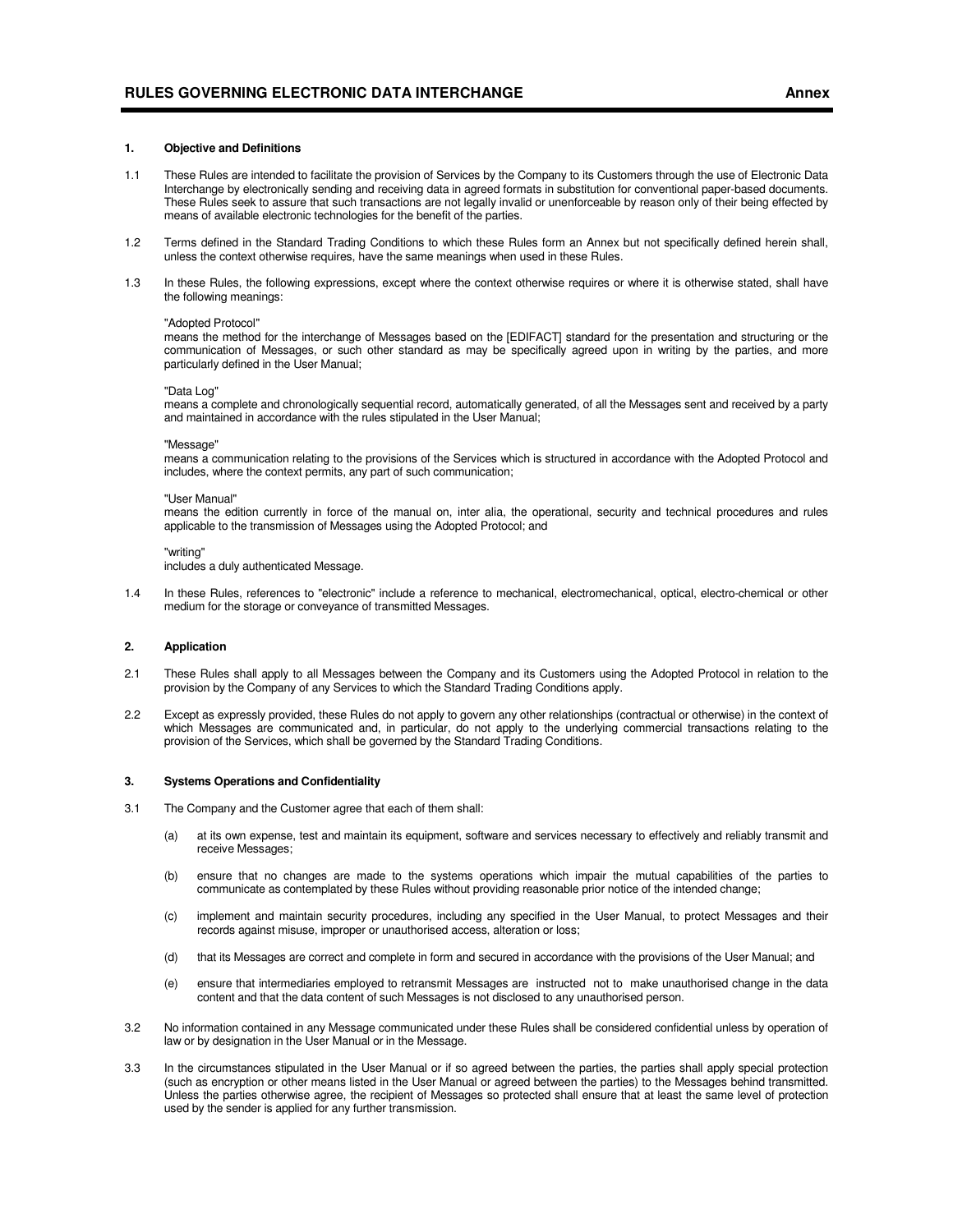## RULES GOVERNING ELECTRONIC DATA INTERCHANGE — Annex

### 1. Objective and Definitions

1.1 These Rules are intended to facilitate the provision of Services by the Company to its Customers through the use of Electronic Data Interchange by electronically sending and receiving data in agreed formats in substitution for conventional paper-based documents. These Rules seek to assure that such transactions are not legally invalid or unenforceable by reason only of their being effected by means of available electronic technologies for the benefit of the parties.

1.2 Terms defined in the Standard Trading Conditions to which these Rules form an Annex but not specifically defined herein shall, unless the context otherwise requires, have the same meanings when used in these Rules.

1.3 In these Rules, the following expressions, except where the context otherwise requires or where it is otherwise stated, shall have the following meanings:

"Adopted Protocol"
means the method for the interchange of Messages based on the [EDIFACT] standard for the presentation and structuring or the communication of Messages, or such other standard as may be specifically agreed upon in writing by the parties, and more particularly defined in the User Manual;

"Data Log"
means a complete and chronologically sequential record, automatically generated, of all the Messages sent and received by a party and maintained in accordance with the rules stipulated in the User Manual;

"Message"
means a communication relating to the provisions of the Services which is structured in accordance with the Adopted Protocol and includes, where the context permits, any part of such communication;

"User Manual"
means the edition currently in force of the manual on, inter alia, the operational, security and technical procedures and rules applicable to the transmission of Messages using the Adopted Protocol; and

"writing"
includes a duly authenticated Message.

1.4 In these Rules, references to "electronic" include a reference to mechanical, electromechanical, optical, electro-chemical or other medium for the storage or conveyance of transmitted Messages.

### 2. Application

2.1 These Rules shall apply to all Messages between the Company and its Customers using the Adopted Protocol in relation to the provision by the Company of any Services to which the Standard Trading Conditions apply.

2.2 Except as expressly provided, these Rules do not apply to govern any other relationships (contractual or otherwise) in the context of which Messages are communicated and, in particular, do not apply to the underlying commercial transactions relating to the provision of the Services, which shall be governed by the Standard Trading Conditions.

### 3. Systems Operations and Confidentiality

3.1 The Company and the Customer agree that each of them shall:

(a) at its own expense, test and maintain its equipment, software and services necessary to effectively and reliably transmit and receive Messages;

(b) ensure that no changes are made to the systems operations which impair the mutual capabilities of the parties to communicate as contemplated by these Rules without providing reasonable prior notice of the intended change;

(c) implement and maintain security procedures, including any specified in the User Manual, to protect Messages and their records against misuse, improper or unauthorised access, alteration or loss;

(d) that its Messages are correct and complete in form and secured in accordance with the provisions of the User Manual; and

(e) ensure that intermediaries employed to retransmit Messages are instructed not to make unauthorised change in the data content and that the data content of such Messages is not disclosed to any unauthorised person.

3.2 No information contained in any Message communicated under these Rules shall be considered confidential unless by operation of law or by designation in the User Manual or in the Message.

3.3 In the circumstances stipulated in the User Manual or if so agreed between the parties, the parties shall apply special protection (such as encryption or other means listed in the User Manual or agreed between the parties) to the Messages behind transmitted. Unless the parties otherwise agree, the recipient of Messages so protected shall ensure that at least the same level of protection used by the sender is applied for any further transmission.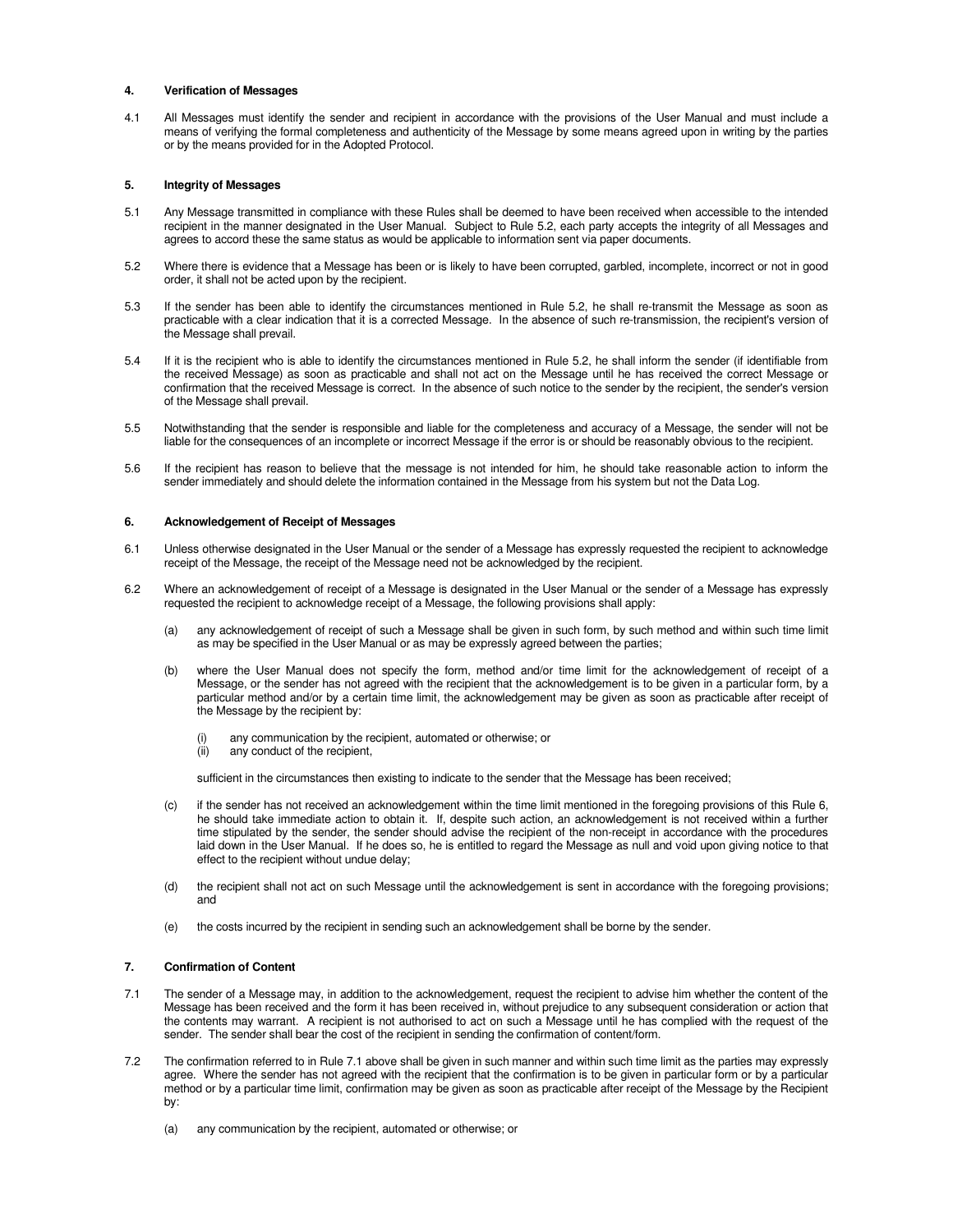## 4. Verification of Messages

4.1 All Messages must identify the sender and recipient in accordance with the provisions of the User Manual and must include a means of verifying the formal completeness and authenticity of the Message by some means agreed upon in writing by the parties or by the means provided for in the Adopted Protocol.

## 5. Integrity of Messages

5.1 Any Message transmitted in compliance with these Rules shall be deemed to have been received when accessible to the intended recipient in the manner designated in the User Manual. Subject to Rule 5.2, each party accepts the integrity of all Messages and agrees to accord these the same status as would be applicable to information sent via paper documents.

5.2 Where there is evidence that a Message has been or is likely to have been corrupted, garbled, incomplete, incorrect or not in good order, it shall not be acted upon by the recipient.

5.3 If the sender has been able to identify the circumstances mentioned in Rule 5.2, he shall re-transmit the Message as soon as practicable with a clear indication that it is a corrected Message. In the absence of such re-transmission, the recipient's version of the Message shall prevail.

5.4 If it is the recipient who is able to identify the circumstances mentioned in Rule 5.2, he shall inform the sender (if identifiable from the received Message) as soon as practicable and shall not act on the Message until he has received the correct Message or confirmation that the received Message is correct. In the absence of such notice to the sender by the recipient, the sender's version of the Message shall prevail.

5.5 Notwithstanding that the sender is responsible and liable for the completeness and accuracy of a Message, the sender will not be liable for the consequences of an incomplete or incorrect Message if the error is or should be reasonably obvious to the recipient.

5.6 If the recipient has reason to believe that the message is not intended for him, he should take reasonable action to inform the sender immediately and should delete the information contained in the Message from his system but not the Data Log.

## 6. Acknowledgement of Receipt of Messages

6.1 Unless otherwise designated in the User Manual or the sender of a Message has expressly requested the recipient to acknowledge receipt of the Message, the receipt of the Message need not be acknowledged by the recipient.

6.2 Where an acknowledgement of receipt of a Message is designated in the User Manual or the sender of a Message has expressly requested the recipient to acknowledge receipt of a Message, the following provisions shall apply:

(a) any acknowledgement of receipt of such a Message shall be given in such form, by such method and within such time limit as may be specified in the User Manual or as may be expressly agreed between the parties;

(b) where the User Manual does not specify the form, method and/or time limit for the acknowledgement of receipt of a Message, or the sender has not agreed with the recipient that the acknowledgement is to be given in a particular form, by a particular method and/or by a certain time limit, the acknowledgement may be given as soon as practicable after receipt of the Message by the recipient by:

(i) any communication by the recipient, automated or otherwise; or
(ii) any conduct of the recipient,

sufficient in the circumstances then existing to indicate to the sender that the Message has been received;

(c) if the sender has not received an acknowledgement within the time limit mentioned in the foregoing provisions of this Rule 6, he should take immediate action to obtain it. If, despite such action, an acknowledgement is not received within a further time stipulated by the sender, the sender should advise the recipient of the non-receipt in accordance with the procedures laid down in the User Manual. If he does so, he is entitled to regard the Message as null and void upon giving notice to that effect to the recipient without undue delay;

(d) the recipient shall not act on such Message until the acknowledgement is sent in accordance with the foregoing provisions; and

(e) the costs incurred by the recipient in sending such an acknowledgement shall be borne by the sender.

## 7. Confirmation of Content

7.1 The sender of a Message may, in addition to the acknowledgement, request the recipient to advise him whether the content of the Message has been received and the form it has been received in, without prejudice to any subsequent consideration or action that the contents may warrant. A recipient is not authorised to act on such a Message until he has complied with the request of the sender. The sender shall bear the cost of the recipient in sending the confirmation of content/form.

7.2 The confirmation referred to in Rule 7.1 above shall be given in such manner and within such time limit as the parties may expressly agree. Where the sender has not agreed with the recipient that the confirmation is to be given in particular form or by a particular method or by a particular time limit, confirmation may be given as soon as practicable after receipt of the Message by the Recipient by:

(a) any communication by the recipient, automated or otherwise; or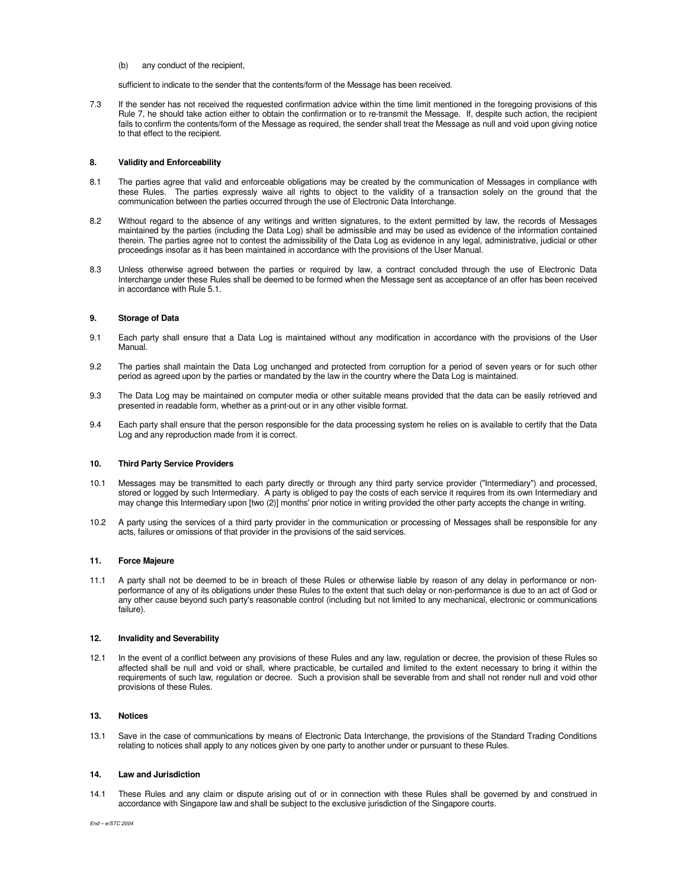(b) any conduct of the recipient,

sufficient to indicate to the sender that the contents/form of the Message has been received.

7.3 If the sender has not received the requested confirmation advice within the time limit mentioned in the foregoing provisions of this Rule 7, he should take action either to obtain the confirmation or to re-transmit the Message. If, despite such action, the recipient fails to confirm the contents/form of the Message as required, the sender shall treat the Message as null and void upon giving notice to that effect to the recipient.

### 8. Validity and Enforceability

8.1 The parties agree that valid and enforceable obligations may be created by the communication of Messages in compliance with these Rules. The parties expressly waive all rights to object to the validity of a transaction solely on the ground that the communication between the parties occurred through the use of Electronic Data Interchange.

8.2 Without regard to the absence of any writings and written signatures, to the extent permitted by law, the records of Messages maintained by the parties (including the Data Log) shall be admissible and may be used as evidence of the information contained therein. The parties agree not to contest the admissibility of the Data Log as evidence in any legal, administrative, judicial or other proceedings insofar as it has been maintained in accordance with the provisions of the User Manual.

8.3 Unless otherwise agreed between the parties or required by law, a contract concluded through the use of Electronic Data Interchange under these Rules shall be deemed to be formed when the Message sent as acceptance of an offer has been received in accordance with Rule 5.1.

### 9. Storage of Data

9.1 Each party shall ensure that a Data Log is maintained without any modification in accordance with the provisions of the User Manual.

9.2 The parties shall maintain the Data Log unchanged and protected from corruption for a period of seven years or for such other period as agreed upon by the parties or mandated by the law in the country where the Data Log is maintained.

9.3 The Data Log may be maintained on computer media or other suitable means provided that the data can be easily retrieved and presented in readable form, whether as a print-out or in any other visible format.

9.4 Each party shall ensure that the person responsible for the data processing system he relies on is available to certify that the Data Log and any reproduction made from it is correct.

### 10. Third Party Service Providers

10.1 Messages may be transmitted to each party directly or through any third party service provider ("Intermediary") and processed, stored or logged by such Intermediary. A party is obliged to pay the costs of each service it requires from its own Intermediary and may change this Intermediary upon [two (2)] months' prior notice in writing provided the other party accepts the change in writing.

10.2 A party using the services of a third party provider in the communication or processing of Messages shall be responsible for any acts, failures or omissions of that provider in the provisions of the said services.

### 11. Force Majeure

11.1 A party shall not be deemed to be in breach of these Rules or otherwise liable by reason of any delay in performance or non-performance of any of its obligations under these Rules to the extent that such delay or non-performance is due to an act of God or any other cause beyond such party's reasonable control (including but not limited to any mechanical, electronic or communications failure).

### 12. Invalidity and Severability

12.1 In the event of a conflict between any provisions of these Rules and any law, regulation or decree, the provision of these Rules so affected shall be null and void or shall, where practicable, be curtailed and limited to the extent necessary to bring it within the requirements of such law, regulation or decree. Such a provision shall be severable from and shall not render null and void other provisions of these Rules.

### 13. Notices

13.1 Save in the case of communications by means of Electronic Data Interchange, the provisions of the Standard Trading Conditions relating to notices shall apply to any notices given by one party to another under or pursuant to these Rules.

### 14. Law and Jurisdiction

14.1 These Rules and any claim or dispute arising out of or in connection with these Rules shall be governed by and construed in accordance with Singapore law and shall be subject to the exclusive jurisdiction of the Singapore courts.

*End – e/STC 2004*